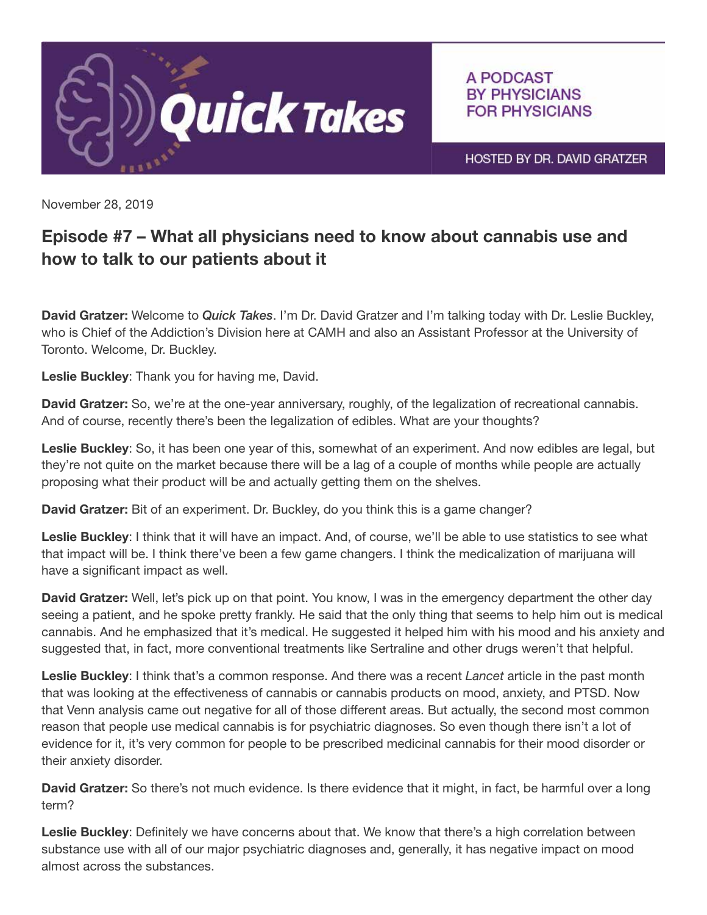Quick Takes

A PODCAST BY PHYSICIANS FOR PHYSICIANS

HOSTED BY DR. DAVID GRATZER

November 28, 2019

## Episode #7 – What all physicians need to know about cannabis use and how to talk to our patients about it

**David Gratzer:** Welcome to ***Quick Takes***. I'm Dr. David Gratzer and I'm talking today with Dr. Leslie Buckley, who is Chief of the Addiction's Division here at CAMH and also an Assistant Professor at the University of Toronto. Welcome, Dr. Buckley.

**Leslie Buckley**: Thank you for having me, David.

**David Gratzer:** So, we're at the one-year anniversary, roughly, of the legalization of recreational cannabis. And of course, recently there's been the legalization of edibles. What are your thoughts?

**Leslie Buckley**: So, it has been one year of this, somewhat of an experiment. And now edibles are legal, but they're not quite on the market because there will be a lag of a couple of months while people are actually proposing what their product will be and actually getting them on the shelves.

**David Gratzer:** Bit of an experiment. Dr. Buckley, do you think this is a game changer?

**Leslie Buckley**: I think that it will have an impact. And, of course, we'll be able to use statistics to see what that impact will be. I think there've been a few game changers. I think the medicalization of marijuana will have a significant impact as well.

**David Gratzer:** Well, let's pick up on that point. You know, I was in the emergency department the other day seeing a patient, and he spoke pretty frankly. He said that the only thing that seems to help him out is medical cannabis. And he emphasized that it's medical. He suggested it helped him with his mood and his anxiety and suggested that, in fact, more conventional treatments like Sertraline and other drugs weren't that helpful.

**Leslie Buckley**: I think that's a common response. And there was a recent *Lancet* article in the past month that was looking at the effectiveness of cannabis or cannabis products on mood, anxiety, and PTSD. Now that Venn analysis came out negative for all of those different areas. But actually, the second most common reason that people use medical cannabis is for psychiatric diagnoses. So even though there isn't a lot of evidence for it, it's very common for people to be prescribed medicinal cannabis for their mood disorder or their anxiety disorder.

**David Gratzer:** So there's not much evidence. Is there evidence that it might, in fact, be harmful over a long term?

**Leslie Buckley**: Definitely we have concerns about that. We know that there's a high correlation between substance use with all of our major psychiatric diagnoses and, generally, it has negative impact on mood almost across the substances.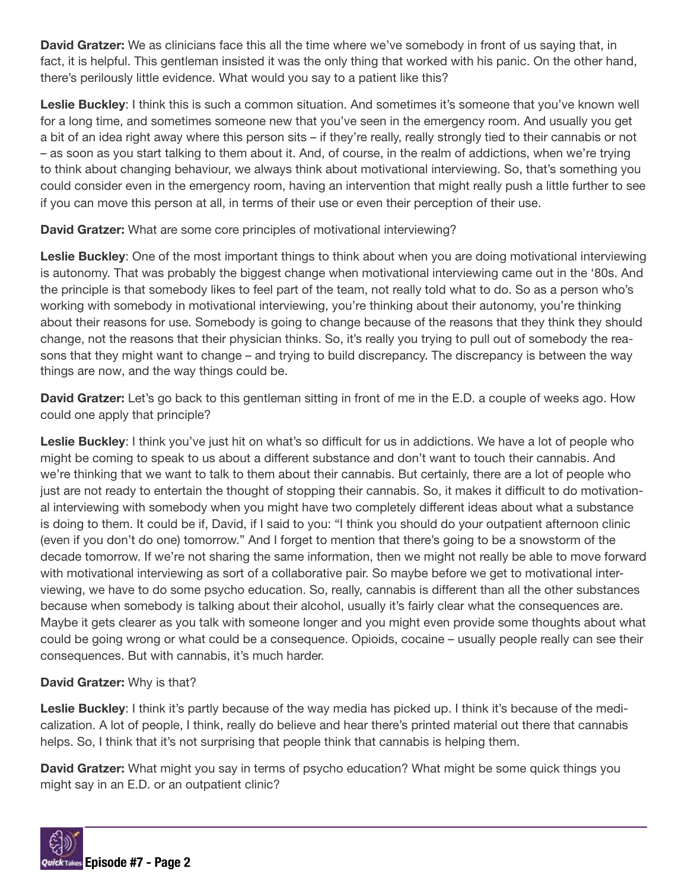**David Gratzer:** We as clinicians face this all the time where we've somebody in front of us saying that, in fact, it is helpful. This gentleman insisted it was the only thing that worked with his panic. On the other hand, there's perilously little evidence. What would you say to a patient like this?

**Leslie Buckley**: I think this is such a common situation. And sometimes it's someone that you've known well for a long time, and sometimes someone new that you've seen in the emergency room. And usually you get a bit of an idea right away where this person sits – if they're really, really strongly tied to their cannabis or not – as soon as you start talking to them about it. And, of course, in the realm of addictions, when we're trying to think about changing behaviour, we always think about motivational interviewing. So, that's something you could consider even in the emergency room, having an intervention that might really push a little further to see if you can move this person at all, in terms of their use or even their perception of their use.

**David Gratzer:** What are some core principles of motivational interviewing?

**Leslie Buckley**: One of the most important things to think about when you are doing motivational interviewing is autonomy. That was probably the biggest change when motivational interviewing came out in the '80s. And the principle is that somebody likes to feel part of the team, not really told what to do. So as a person who's working with somebody in motivational interviewing, you're thinking about their autonomy, you're thinking about their reasons for use. Somebody is going to change because of the reasons that they think they should change, not the reasons that their physician thinks. So, it's really you trying to pull out of somebody the reasons that they might want to change – and trying to build discrepancy. The discrepancy is between the way things are now, and the way things could be.

**David Gratzer:** Let's go back to this gentleman sitting in front of me in the E.D. a couple of weeks ago. How could one apply that principle?

**Leslie Buckley**: I think you've just hit on what's so difficult for us in addictions. We have a lot of people who might be coming to speak to us about a different substance and don't want to touch their cannabis. And we're thinking that we want to talk to them about their cannabis. But certainly, there are a lot of people who just are not ready to entertain the thought of stopping their cannabis. So, it makes it difficult to do motivational interviewing with somebody when you might have two completely different ideas about what a substance is doing to them. It could be if, David, if I said to you: "I think you should do your outpatient afternoon clinic (even if you don't do one) tomorrow." And I forget to mention that there's going to be a snowstorm of the decade tomorrow. If we're not sharing the same information, then we might not really be able to move forward with motivational interviewing as sort of a collaborative pair. So maybe before we get to motivational interviewing, we have to do some psycho education. So, really, cannabis is different than all the other substances because when somebody is talking about their alcohol, usually it's fairly clear what the consequences are. Maybe it gets clearer as you talk with someone longer and you might even provide some thoughts about what could be going wrong or what could be a consequence. Opioids, cocaine – usually people really can see their consequences. But with cannabis, it's much harder.

**David Gratzer:** Why is that?

**Leslie Buckley**: I think it's partly because of the way media has picked up. I think it's because of the medicalization. A lot of people, I think, really do believe and hear there's printed material out there that cannabis helps. So, I think that it's not surprising that people think that cannabis is helping them.

**David Gratzer:** What might you say in terms of psycho education? What might be some quick things you might say in an E.D. or an outpatient clinic?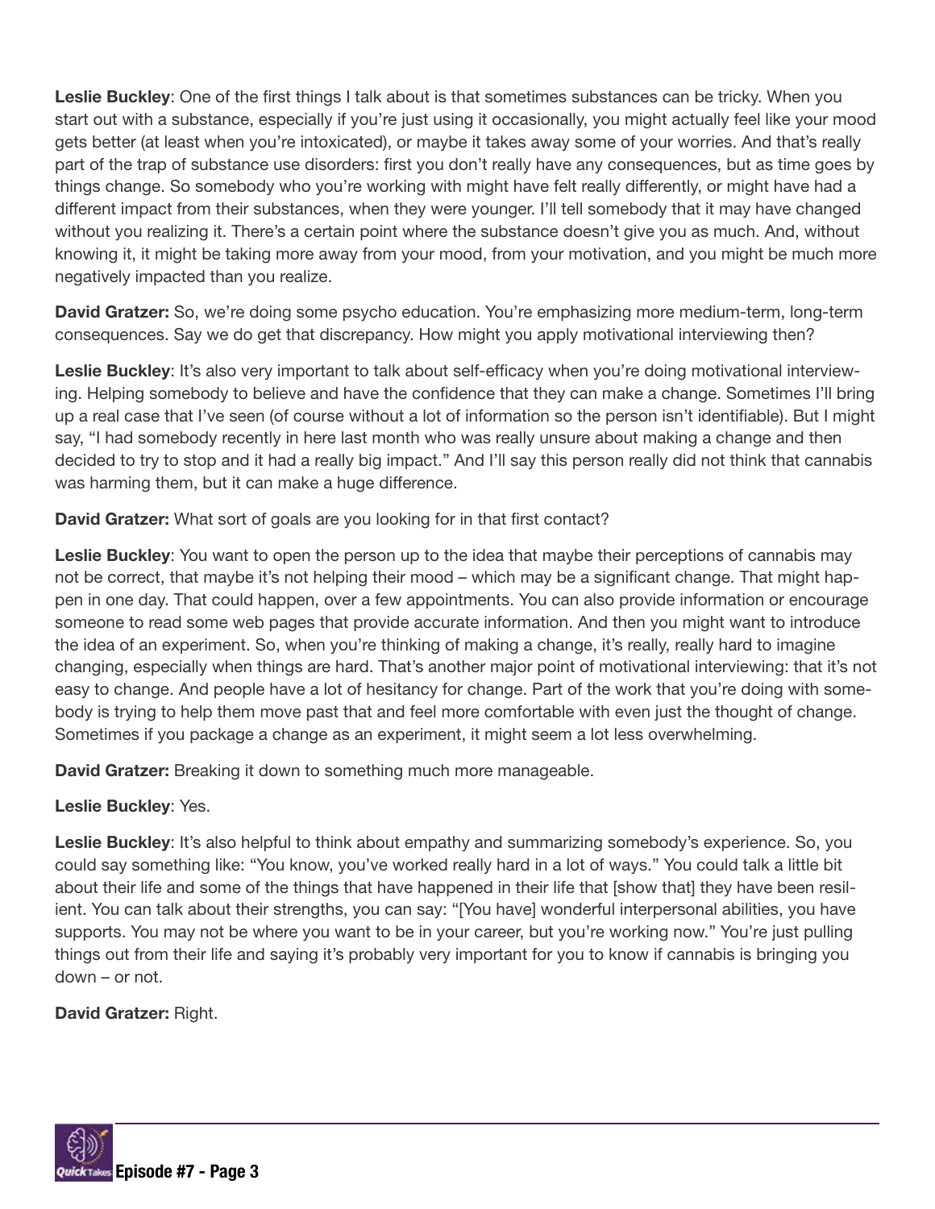**Leslie Buckley**: One of the first things I talk about is that sometimes substances can be tricky. When you start out with a substance, especially if you're just using it occasionally, you might actually feel like your mood gets better (at least when you're intoxicated), or maybe it takes away some of your worries. And that's really part of the trap of substance use disorders: first you don't really have any consequences, but as time goes by things change. So somebody who you're working with might have felt really differently, or might have had a different impact from their substances, when they were younger. I'll tell somebody that it may have changed without you realizing it. There's a certain point where the substance doesn't give you as much. And, without knowing it, it might be taking more away from your mood, from your motivation, and you might be much more negatively impacted than you realize.

**David Gratzer:** So, we're doing some psycho education. You're emphasizing more medium-term, long-term consequences. Say we do get that discrepancy. How might you apply motivational interviewing then?

**Leslie Buckley**: It's also very important to talk about self-efficacy when you're doing motivational interviewing. Helping somebody to believe and have the confidence that they can make a change. Sometimes I'll bring up a real case that I've seen (of course without a lot of information so the person isn't identifiable). But I might say, "I had somebody recently in here last month who was really unsure about making a change and then decided to try to stop and it had a really big impact." And I'll say this person really did not think that cannabis was harming them, but it can make a huge difference.

**David Gratzer:** What sort of goals are you looking for in that first contact?

**Leslie Buckley**: You want to open the person up to the idea that maybe their perceptions of cannabis may not be correct, that maybe it's not helping their mood – which may be a significant change. That might happen in one day. That could happen, over a few appointments. You can also provide information or encourage someone to read some web pages that provide accurate information. And then you might want to introduce the idea of an experiment. So, when you're thinking of making a change, it's really, really hard to imagine changing, especially when things are hard. That's another major point of motivational interviewing: that it's not easy to change. And people have a lot of hesitancy for change. Part of the work that you're doing with somebody is trying to help them move past that and feel more comfortable with even just the thought of change. Sometimes if you package a change as an experiment, it might seem a lot less overwhelming.

**David Gratzer:** Breaking it down to something much more manageable.

**Leslie Buckley**: Yes.

**Leslie Buckley**: It's also helpful to think about empathy and summarizing somebody's experience. So, you could say something like: "You know, you've worked really hard in a lot of ways." You could talk a little bit about their life and some of the things that have happened in their life that [show that] they have been resilient. You can talk about their strengths, you can say: "[You have] wonderful interpersonal abilities, you have supports. You may not be where you want to be in your career, but you're working now." You're just pulling things out from their life and saying it's probably very important for you to know if cannabis is bringing you down – or not.

**David Gratzer:** Right.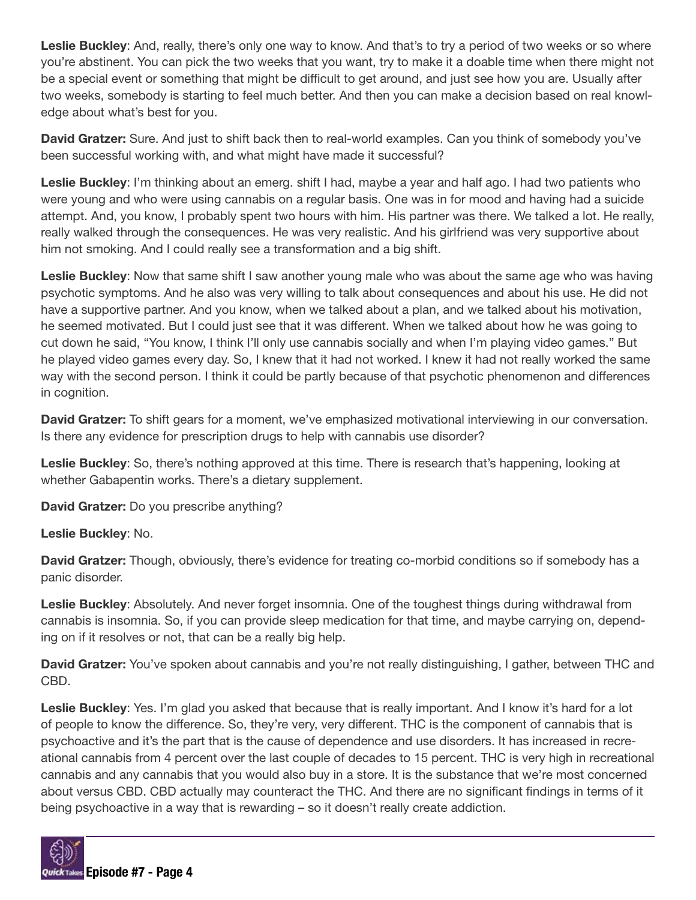**Leslie Buckley**: And, really, there's only one way to know. And that's to try a period of two weeks or so where you're abstinent. You can pick the two weeks that you want, try to make it a doable time when there might not be a special event or something that might be difficult to get around, and just see how you are. Usually after two weeks, somebody is starting to feel much better. And then you can make a decision based on real knowledge about what's best for you.

**David Gratzer:** Sure. And just to shift back then to real-world examples. Can you think of somebody you've been successful working with, and what might have made it successful?

**Leslie Buckley**: I'm thinking about an emerg. shift I had, maybe a year and half ago. I had two patients who were young and who were using cannabis on a regular basis. One was in for mood and having had a suicide attempt. And, you know, I probably spent two hours with him. His partner was there. We talked a lot. He really, really walked through the consequences. He was very realistic. And his girlfriend was very supportive about him not smoking. And I could really see a transformation and a big shift.

**Leslie Buckley**: Now that same shift I saw another young male who was about the same age who was having psychotic symptoms. And he also was very willing to talk about consequences and about his use. He did not have a supportive partner. And you know, when we talked about a plan, and we talked about his motivation, he seemed motivated. But I could just see that it was different. When we talked about how he was going to cut down he said, "You know, I think I'll only use cannabis socially and when I'm playing video games." But he played video games every day. So, I knew that it had not worked. I knew it had not really worked the same way with the second person. I think it could be partly because of that psychotic phenomenon and differences in cognition.

**David Gratzer:** To shift gears for a moment, we've emphasized motivational interviewing in our conversation. Is there any evidence for prescription drugs to help with cannabis use disorder?

**Leslie Buckley**: So, there's nothing approved at this time. There is research that's happening, looking at whether Gabapentin works. There's a dietary supplement.

**David Gratzer:** Do you prescribe anything?

**Leslie Buckley**: No.

**David Gratzer:** Though, obviously, there's evidence for treating co-morbid conditions so if somebody has a panic disorder.

**Leslie Buckley**: Absolutely. And never forget insomnia. One of the toughest things during withdrawal from cannabis is insomnia. So, if you can provide sleep medication for that time, and maybe carrying on, depending on if it resolves or not, that can be a really big help.

**David Gratzer:** You've spoken about cannabis and you're not really distinguishing, I gather, between THC and CBD.

**Leslie Buckley**: Yes. I'm glad you asked that because that is really important. And I know it's hard for a lot of people to know the difference. So, they're very, very different. THC is the component of cannabis that is psychoactive and it's the part that is the cause of dependence and use disorders. It has increased in recreational cannabis from 4 percent over the last couple of decades to 15 percent. THC is very high in recreational cannabis and any cannabis that you would also buy in a store. It is the substance that we're most concerned about versus CBD. CBD actually may counteract the THC. And there are no significant findings in terms of it being psychoactive in a way that is rewarding – so it doesn't really create addiction.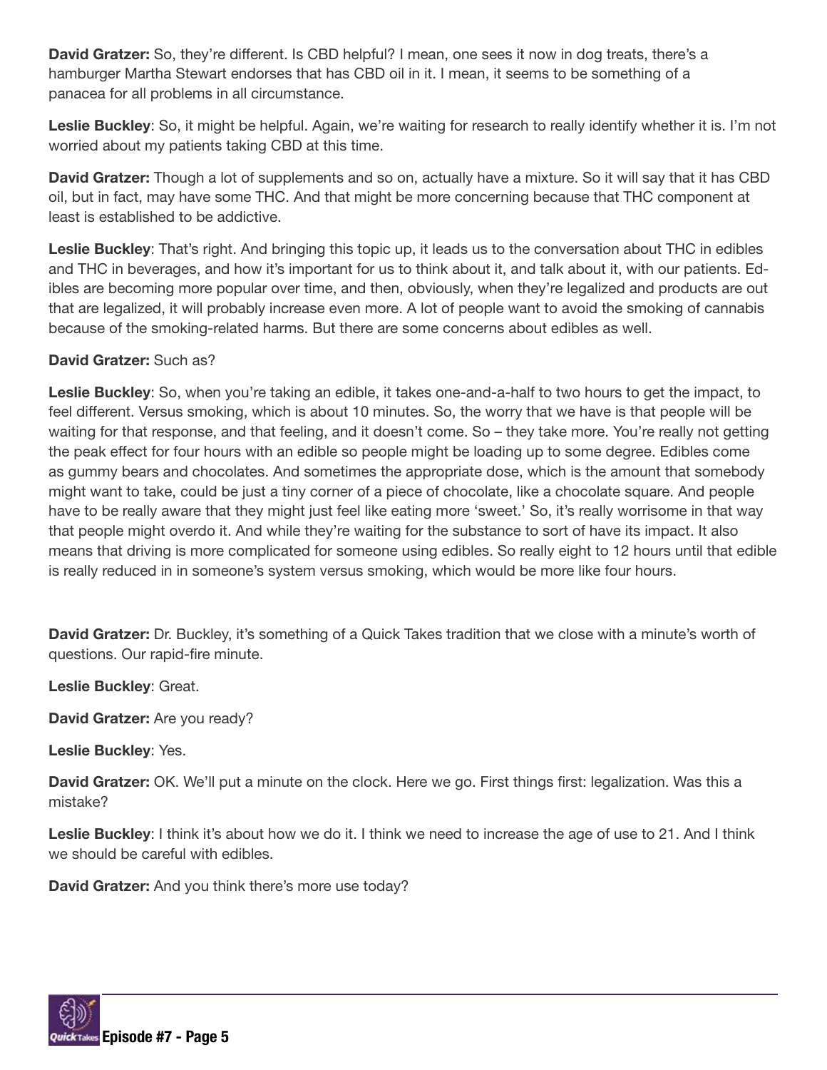**David Gratzer:** So, they're different. Is CBD helpful? I mean, one sees it now in dog treats, there's a hamburger Martha Stewart endorses that has CBD oil in it. I mean, it seems to be something of a panacea for all problems in all circumstance.

**Leslie Buckley**: So, it might be helpful. Again, we're waiting for research to really identify whether it is. I'm not worried about my patients taking CBD at this time.

**David Gratzer:** Though a lot of supplements and so on, actually have a mixture. So it will say that it has CBD oil, but in fact, may have some THC. And that might be more concerning because that THC component at least is established to be addictive.

**Leslie Buckley**: That's right. And bringing this topic up, it leads us to the conversation about THC in edibles and THC in beverages, and how it's important for us to think about it, and talk about it, with our patients. Edibles are becoming more popular over time, and then, obviously, when they're legalized and products are out that are legalized, it will probably increase even more. A lot of people want to avoid the smoking of cannabis because of the smoking-related harms. But there are some concerns about edibles as well.

**David Gratzer:** Such as?

**Leslie Buckley**: So, when you're taking an edible, it takes one-and-a-half to two hours to get the impact, to feel different. Versus smoking, which is about 10 minutes. So, the worry that we have is that people will be waiting for that response, and that feeling, and it doesn't come. So – they take more. You're really not getting the peak effect for four hours with an edible so people might be loading up to some degree. Edibles come as gummy bears and chocolates. And sometimes the appropriate dose, which is the amount that somebody might want to take, could be just a tiny corner of a piece of chocolate, like a chocolate square. And people have to be really aware that they might just feel like eating more 'sweet.' So, it's really worrisome in that way that people might overdo it. And while they're waiting for the substance to sort of have its impact. It also means that driving is more complicated for someone using edibles. So really eight to 12 hours until that edible is really reduced in in someone's system versus smoking, which would be more like four hours.

**David Gratzer:** Dr. Buckley, it's something of a Quick Takes tradition that we close with a minute's worth of questions. Our rapid-fire minute.

**Leslie Buckley**: Great.

**David Gratzer:** Are you ready?

**Leslie Buckley**: Yes.

**David Gratzer:** OK. We'll put a minute on the clock. Here we go. First things first: legalization. Was this a mistake?

**Leslie Buckley**: I think it's about how we do it. I think we need to increase the age of use to 21. And I think we should be careful with edibles.

**David Gratzer:** And you think there's more use today?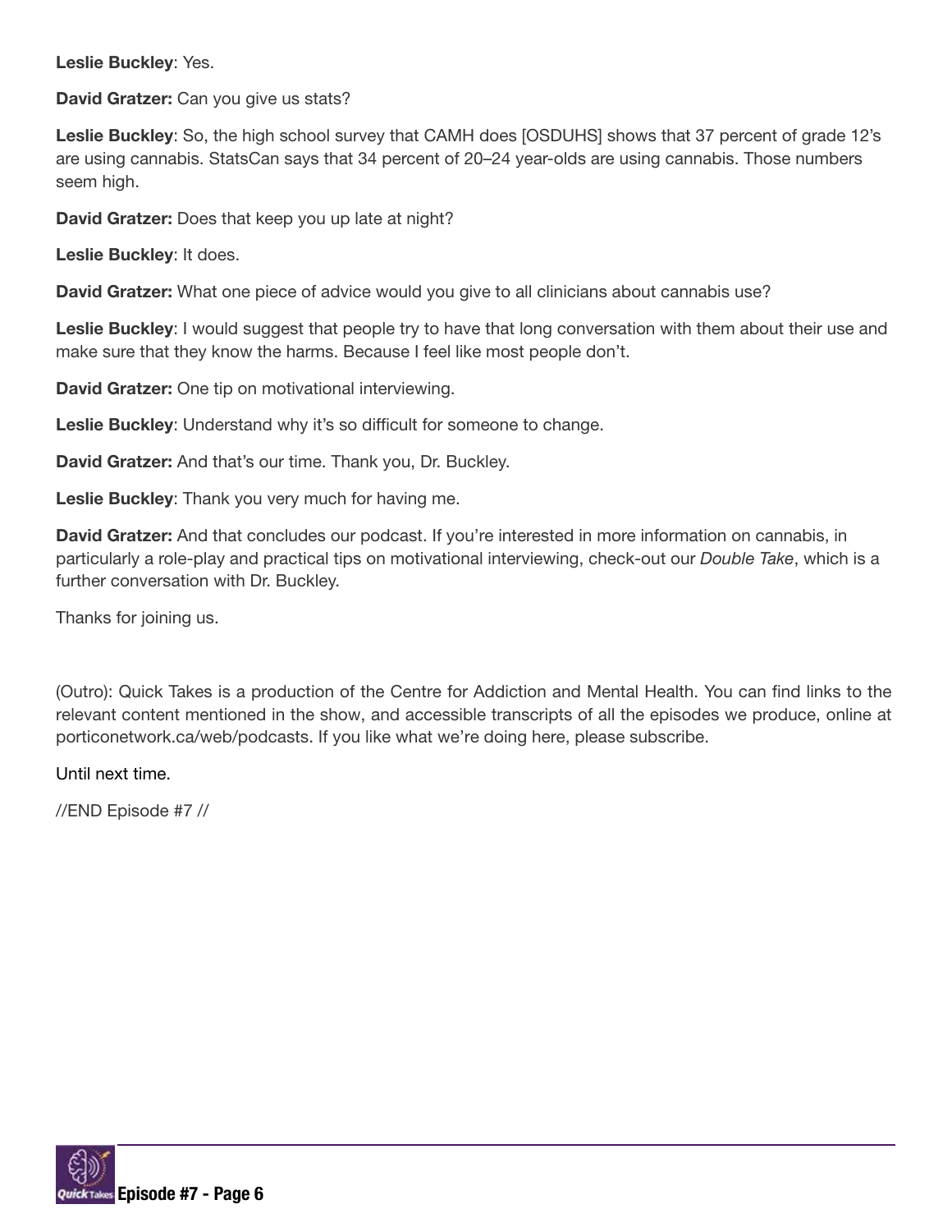**Leslie Buckley**: Yes.

**David Gratzer:** Can you give us stats?

**Leslie Buckley**: So, the high school survey that CAMH does [OSDUHS] shows that 37 percent of grade 12's are using cannabis. StatsCan says that 34 percent of 20–24 year-olds are using cannabis. Those numbers seem high.

**David Gratzer:** Does that keep you up late at night?

**Leslie Buckley**: It does.

**David Gratzer:** What one piece of advice would you give to all clinicians about cannabis use?

**Leslie Buckley**: I would suggest that people try to have that long conversation with them about their use and make sure that they know the harms. Because I feel like most people don't.

**David Gratzer:** One tip on motivational interviewing.

**Leslie Buckley**: Understand why it's so difficult for someone to change.

**David Gratzer:** And that's our time. Thank you, Dr. Buckley.

**Leslie Buckley**: Thank you very much for having me.

**David Gratzer:** And that concludes our podcast. If you're interested in more information on cannabis, in particularly a role-play and practical tips on motivational interviewing, check-out our *Double Take*, which is a further conversation with Dr. Buckley.

Thanks for joining us.

(Outro): Quick Takes is a production of the Centre for Addiction and Mental Health. You can find links to the relevant content mentioned in the show, and accessible transcripts of all the episodes we produce, online at porticonetwork.ca/web/podcasts. If you like what we're doing here, please subscribe.

Until next time.

//END Episode #7 //